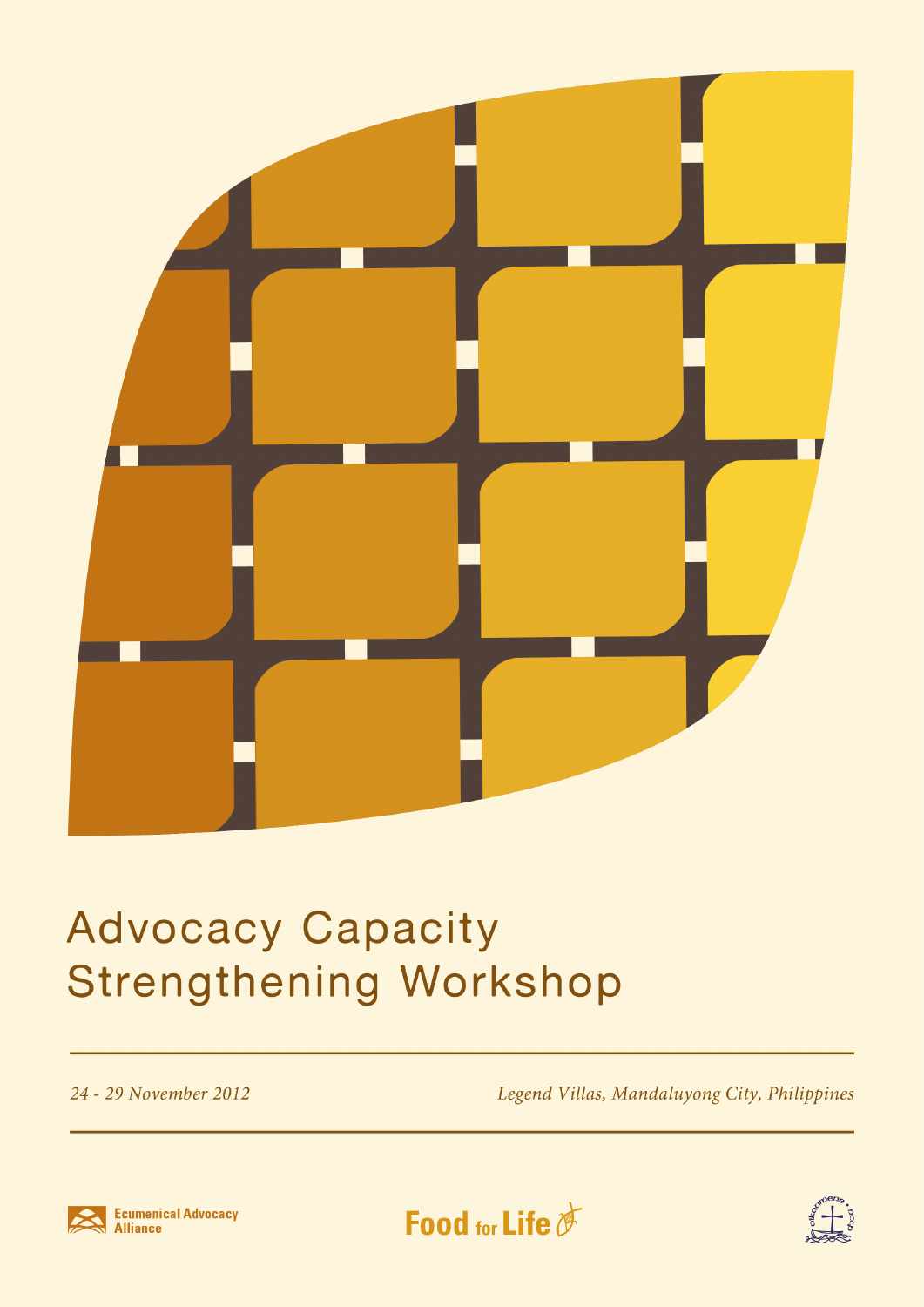# Advocacy Capacity Strengthening Workshop

*24 - 29 November 2012*

*Legend Villas, Mandaluyong City, Philippines*

Ecumenical Advocacy Alliance

Food for Life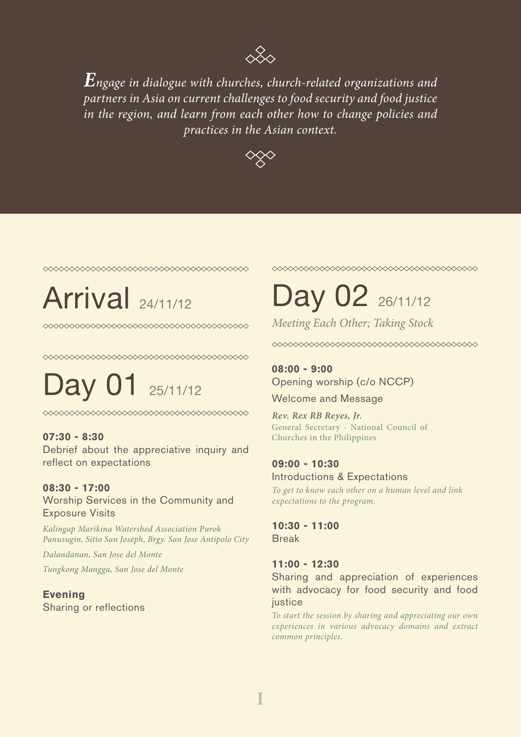*Engage in dialogue with churches, church-related organizations and partners in Asia on current challenges to food security and food justice in the region, and learn from each other how to change policies and practices in the Asian context.*

# Arrival 24/11/12

# Day 01 25/11/12

**07:30 - 8:30**
Debrief about the appreciative inquiry and reflect on expectations

**08:30 - 17:00**
Worship Services in the Community and Exposure Visits

*Kalingap Marikina Watershed Association Purok Panusugin, Sitio San Joseph, Brgy. San Jose Antipolo City*

*Dalandanan, San Jose del Monte*

*Tungkong Mangga, San Jose del Monte*

**Evening**
Sharing or reflections

# Day 02 26/11/12

*Meeting Each Other; Taking Stock*

**08:00 - 9:00**
Opening worship (c/o NCCP)

Welcome and Message

***Rev. Rex RB Reyes, Jr.***
General Secretary - National Council of Churches in the Philippines

**09:00 - 10:30**
Introductions & Expectations

*To get to know each other on a human level and link expectations to the program.*

**10:30 - 11:00**
Break

**11:00 - 12:30**
Sharing and appreciation of experiences with advocacy for food security and food justice

*To start the session by sharing and appreciating our own experiences in various advocacy domains and extract common principles.*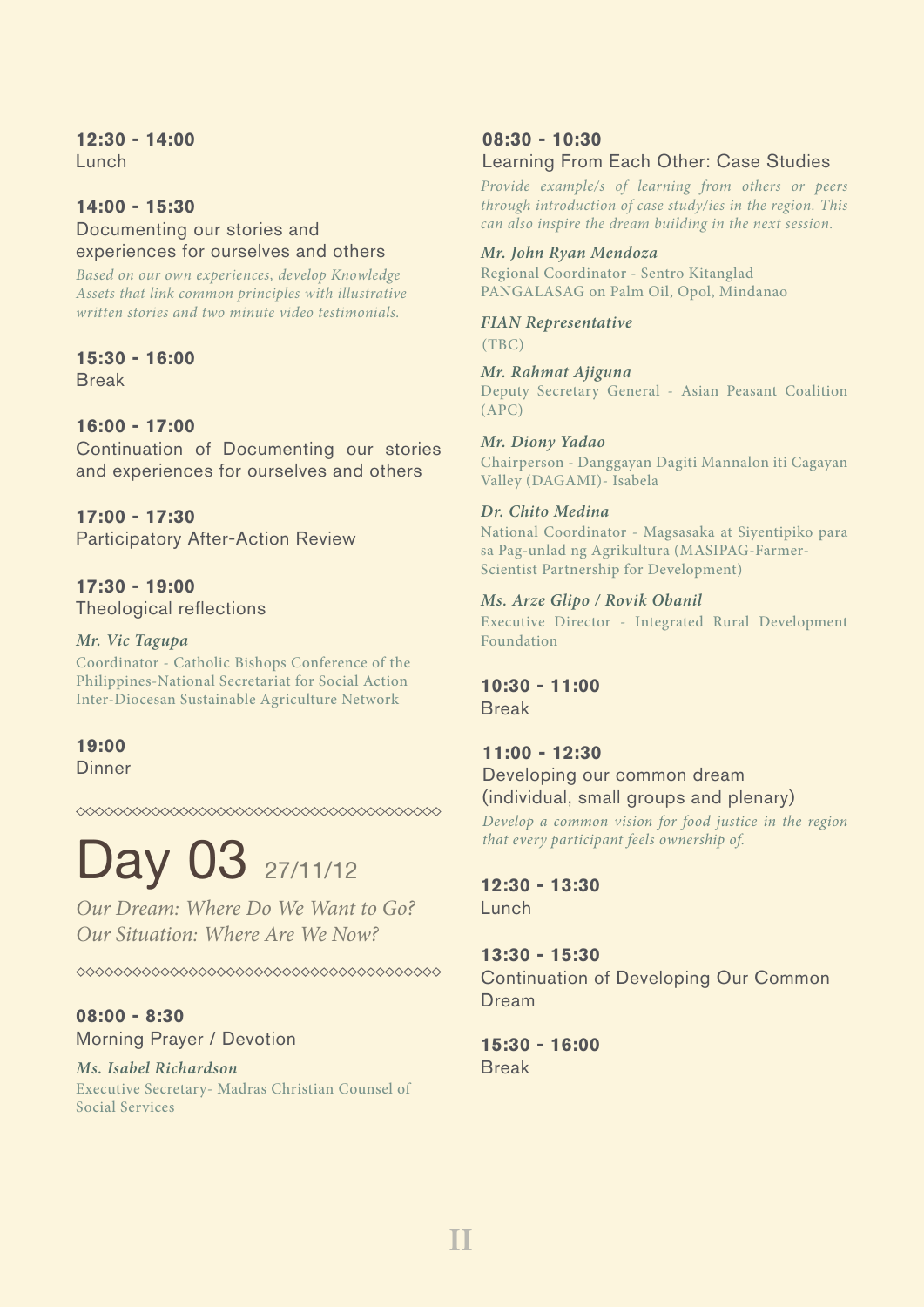**12:30 - 14:00**
Lunch

**14:00 - 15:30**
Documenting our stories and experiences for ourselves and others

*Based on our own experiences, develop Knowledge Assets that link common principles with illustrative written stories and two minute video testimonials.*

**15:30 - 16:00**
Break

**16:00 - 17:00**
Continuation of Documenting our stories and experiences for ourselves and others

**17:00 - 17:30**
Participatory After-Action Review

**17:30 - 19:00**
Theological reflections

*Mr. Vic Tagupa*
Coordinator - Catholic Bishops Conference of the Philippines-National Secretariat for Social Action Inter-Diocesan Sustainable Agriculture Network

**19:00**
Dinner

◇◇◇◇◇◇◇◇◇◇◇◇◇◇◇◇◇◇◇◇◇◇◇◇◇◇◇◇◇◇◇◇◇◇◇◇◇◇◇

# Day 03 27/11/12

*Our Dream: Where Do We Want to Go?*
*Our Situation: Where Are We Now?*

◇◇◇◇◇◇◇◇◇◇◇◇◇◇◇◇◇◇◇◇◇◇◇◇◇◇◇◇◇◇◇◇◇◇◇◇◇◇◇

**08:00 - 8:30**
Morning Prayer / Devotion

*Ms. Isabel Richardson*
Executive Secretary- Madras Christian Counsel of Social Services

**08:30 - 10:30**
Learning From Each Other: Case Studies

*Provide example/s of learning from others or peers through introduction of case study/ies in the region. This can also inspire the dream building in the next session.*

*Mr. John Ryan Mendoza*
Regional Coordinator - Sentro Kitanglad PANGALASAG on Palm Oil, Opol, Mindanao

*FIAN Representative*
(TBC)

*Mr. Rahmat Ajiguna*
Deputy Secretary General - Asian Peasant Coalition (APC)

*Mr. Diony Yadao*
Chairperson - Danggayan Dagiti Mannalon iti Cagayan Valley (DAGAMI)- Isabela

*Dr. Chito Medina*
National Coordinator - Magsasaka at Siyentipiko para sa Pag-unlad ng Agrikultura (MASIPAG-Farmer-Scientist Partnership for Development)

*Ms. Arze Glipo / Rovik Obanil*
Executive Director - Integrated Rural Development Foundation

**10:30 - 11:00**
Break

**11:00 - 12:30**
Developing our common dream (individual, small groups and plenary)

*Develop a common vision for food justice in the region that every participant feels ownership of.*

**12:30 - 13:30**
Lunch

**13:30 - 15:30**
Continuation of Developing Our Common Dream

**15:30 - 16:00**
Break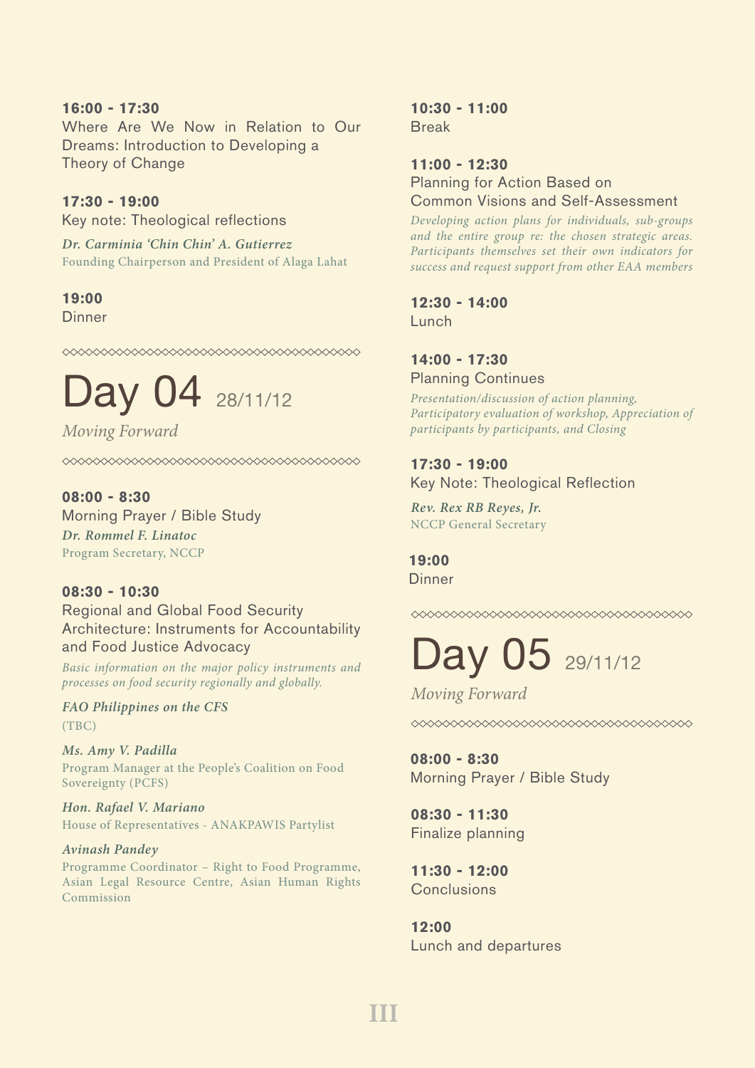**16:00 - 17:30**
Where Are We Now in Relation to Our Dreams: Introduction to Developing a Theory of Change

**17:30 - 19:00**
Key note: Theological reflections

***Dr. Carminia 'Chin Chin' A. Gutierrez***
Founding Chairperson and President of Alaga Lahat

**19:00**
Dinner

# Day 04 28/11/12

*Moving Forward*

**08:00 - 8:30**
Morning Prayer / Bible Study
***Dr. Rommel F. Linatoc***
Program Secretary, NCCP

**08:30 - 10:30**
Regional and Global Food Security Architecture: Instruments for Accountability and Food Justice Advocacy

*Basic information on the major policy instruments and processes on food security regionally and globally.*

***FAO Philippines on the CFS***
(TBC)

***Ms. Amy V. Padilla***
Program Manager at the People's Coalition on Food Sovereignty (PCFS)

***Hon. Rafael V. Mariano***
House of Representatives - ANAKPAWIS Partylist

***Avinash Pandey***
Programme Coordinator – Right to Food Programme, Asian Legal Resource Centre, Asian Human Rights Commission

**10:30 - 11:00**
Break

**11:00 - 12:30**
Planning for Action Based on Common Visions and Self-Assessment

*Developing action plans for individuals, sub-groups and the entire group re: the chosen strategic areas. Participants themselves set their own indicators for success and request support from other EAA members*

**12:30 - 14:00**
Lunch

**14:00 - 17:30**
Planning Continues

*Presentation/discussion of action planning, Participatory evaluation of workshop, Appreciation of participants by participants, and Closing*

**17:30 - 19:00**
Key Note: Theological Reflection

***Rev. Rex RB Reyes, Jr.***
NCCP General Secretary

**19:00**
Dinner

# Day 05 29/11/12

*Moving Forward*

**08:00 - 8:30**
Morning Prayer / Bible Study

**08:30 - 11:30**
Finalize planning

**11:30 - 12:00**
Conclusions

**12:00**
Lunch and departures